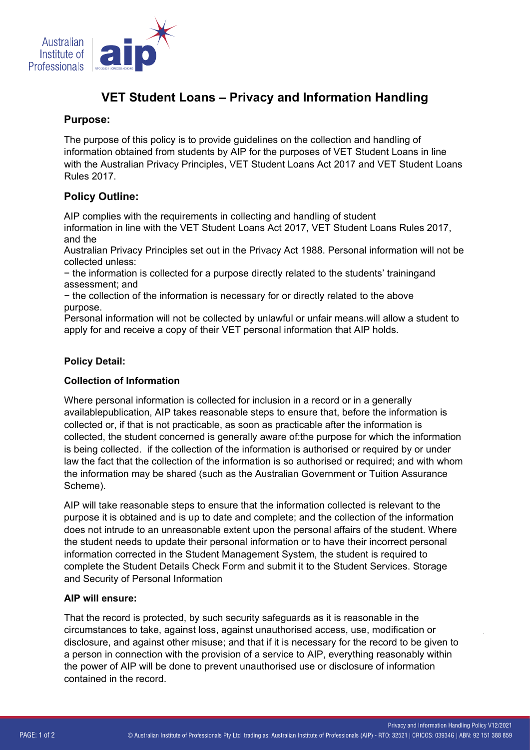# VET Student Loans – Privacy and Information Handling

## Purpose:

The purpose of this policy is to provide guidelines on the collection and handling of information obtained from students by AIP for the purposes of VET Student Loans in line with the Australian Privacy Principles, VET Student Loans Act 2017 and VET Student Loans Rules 2017.

## Policy Outline:

AIP complies with the requirements in collecting and handling of student information in line with the VET Student Loans Act 2017, VET Student Loans Rules 2017, and the Australian Privacy Principles set out in the Privacy Act 1988. Personal information will not be collected unless:

− the information is collected for a purpose directly related to the students' trainingand assessment; and

− the collection of the information is necessary for or directly related to the above purpose.

Personal information will not be collected by unlawful or unfair means.will allow a student to apply for and receive a copy of their VET personal information that AIP holds.

### Policy Detail:

### Collection of Information

Where personal information is collected for inclusion in a record or in a generally availablepublication, AIP takes reasonable steps to ensure that, before the information is collected or, if that is not practicable, as soon as practicable after the information is collected, the student concerned is generally aware of:the purpose for which the information is being collected. if the collection of the information is authorised or required by or under law the fact that the collection of the information is so authorised or required; and with whom the information may be shared (such as the Australian Government or Tuition Assurance Scheme).

AIP will take reasonable steps to ensure that the information collected is relevant to the purpose it is obtained and is up to date and complete; and the collection of the information does not intrude to an unreasonable extent upon the personal affairs of the student. Where the student needs to update their personal information or to have their incorrect personal information corrected in the Student Management System, the student is required to complete the Student Details Check Form and submit it to the Student Services. Storage and Security of Personal Information

### AIP will ensure:

That the record is protected, by such security safeguards as it is reasonable in the circumstances to take, against loss, against unauthorised access, use, modification or disclosure, and against other misuse; and that if it is necessary for the record to be given to a person in connection with the provision of a service to AIP, everything reasonably within the power of AIP will be done to prevent unauthorised use or disclosure of information contained in the record.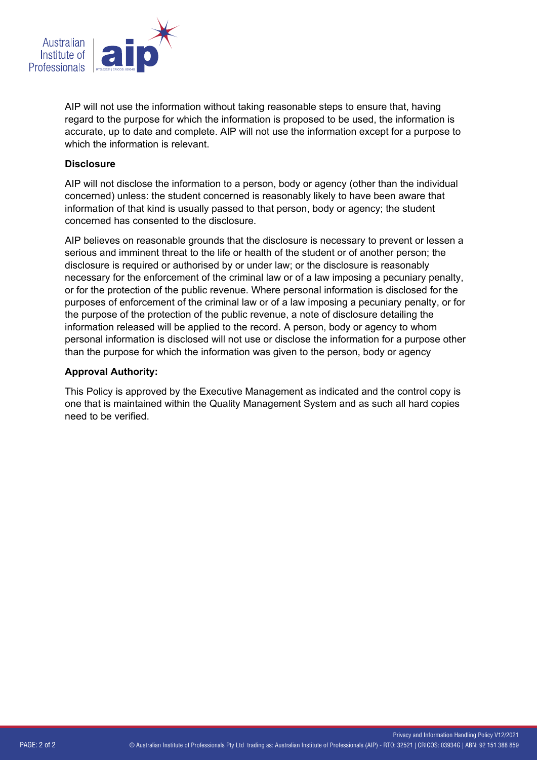AIP will not use the information without taking reasonable steps to ensure that, having regard to the purpose for which the information is proposed to be used, the information is accurate, up to date and complete. AIP will not use the information except for a purpose to which the information is relevant.

**Disclosure**

AIP will not disclose the information to a person, body or agency (other than the individual concerned) unless: the student concerned is reasonably likely to have been aware that information of that kind is usually passed to that person, body or agency; the student concerned has consented to the disclosure.

AIP believes on reasonable grounds that the disclosure is necessary to prevent or lessen a serious and imminent threat to the life or health of the student or of another person; the disclosure is required or authorised by or under law; or the disclosure is reasonably necessary for the enforcement of the criminal law or of a law imposing a pecuniary penalty, or for the protection of the public revenue. Where personal information is disclosed for the purposes of enforcement of the criminal law or of a law imposing a pecuniary penalty, or for the purpose of the protection of the public revenue, a note of disclosure detailing the information released will be applied to the record. A person, body or agency to whom personal information is disclosed will not use or disclose the information for a purpose other than the purpose for which the information was given to the person, body or agency

**Approval Authority:**

This Policy is approved by the Executive Management as indicated and the control copy is one that is maintained within the Quality Management System and as such all hard copies need to be verified.